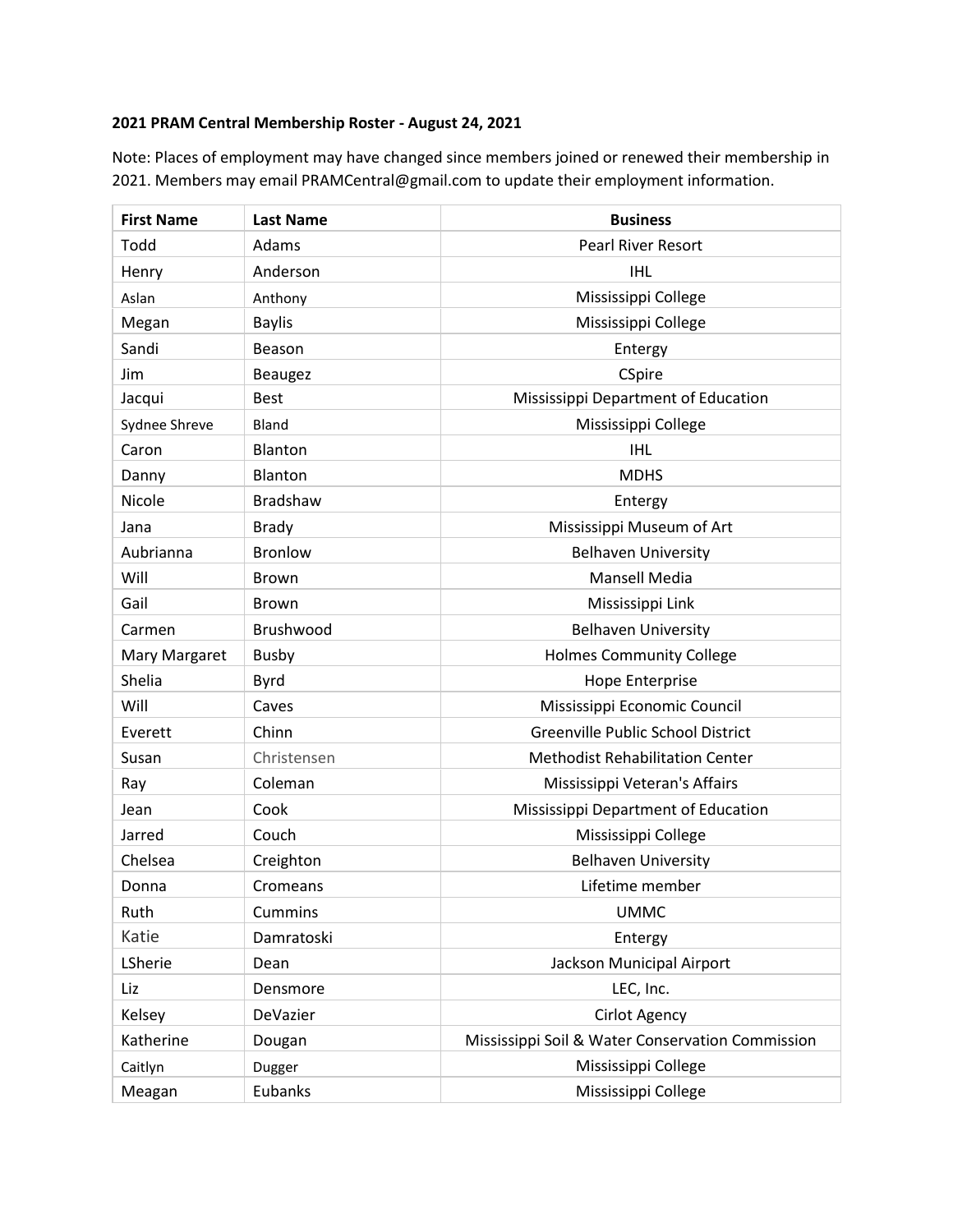**2021 PRAM Central Membership Roster - August 24, 2021**

Note: Places of employment may have changed since members joined or renewed their membership in 2021. Members may email PRAMCentral@gmail.com to update their employment information.

| First Name | Last Name | Business |
|---|---|---|
| Todd | Adams | Pearl River Resort |
| Henry | Anderson | IHL |
| Aslan | Anthony | Mississippi College |
| Megan | Baylis | Mississippi College |
| Sandi | Beason | Entergy |
| Jim | Beaugez | CSpire |
| Jacqui | Best | Mississippi Department of Education |
| Sydnee Shreve | Bland | Mississippi College |
| Caron | Blanton | IHL |
| Danny | Blanton | MDHS |
| Nicole | Bradshaw | Entergy |
| Jana | Brady | Mississippi Museum of Art |
| Aubrianna | Bronlow | Belhaven University |
| Will | Brown | Mansell Media |
| Gail | Brown | Mississippi Link |
| Carmen | Brushwood | Belhaven University |
| Mary Margaret | Busby | Holmes Community College |
| Shelia | Byrd | Hope Enterprise |
| Will | Caves | Mississippi Economic Council |
| Everett | Chinn | Greenville Public School District |
| Susan | Christensen | Methodist Rehabilitation Center |
| Ray | Coleman | Mississippi Veteran's Affairs |
| Jean | Cook | Mississippi Department of Education |
| Jarred | Couch | Mississippi College |
| Chelsea | Creighton | Belhaven University |
| Donna | Cromeans | Lifetime member |
| Ruth | Cummins | UMMC |
| Katie | Damratoski | Entergy |
| LSherie | Dean | Jackson Municipal Airport |
| Liz | Densmore | LEC, Inc. |
| Kelsey | DeVazier | Cirlot Agency |
| Katherine | Dougan | Mississippi Soil & Water Conservation Commission |
| Caitlyn | Dugger | Mississippi College |
| Meagan | Eubanks | Mississippi College |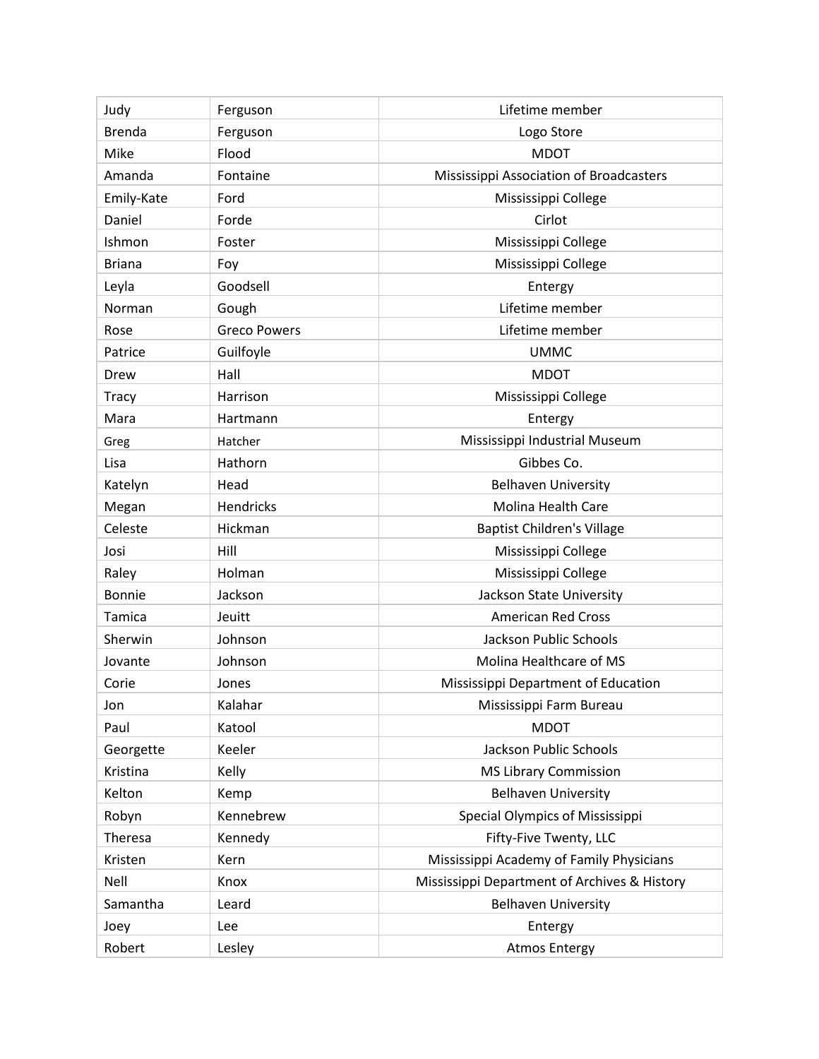| | | |
|---|---|---|
| Judy | Ferguson | Lifetime member |
| Brenda | Ferguson | Logo Store |
| Mike | Flood | MDOT |
| Amanda | Fontaine | Mississippi Association of Broadcasters |
| Emily-Kate | Ford | Mississippi College |
| Daniel | Forde | Cirlot |
| Ishmon | Foster | Mississippi College |
| Briana | Foy | Mississippi College |
| Leyla | Goodsell | Entergy |
| Norman | Gough | Lifetime member |
| Rose | Greco Powers | Lifetime member |
| Patrice | Guilfoyle | UMMC |
| Drew | Hall | MDOT |
| Tracy | Harrison | Mississippi College |
| Mara | Hartmann | Entergy |
| Greg | Hatcher | Mississippi Industrial Museum |
| Lisa | Hathorn | Gibbes Co. |
| Katelyn | Head | Belhaven University |
| Megan | Hendricks | Molina Health Care |
| Celeste | Hickman | Baptist Children's Village |
| Josi | Hill | Mississippi College |
| Raley | Holman | Mississippi College |
| Bonnie | Jackson | Jackson State University |
| Tamica | Jeuitt | American Red Cross |
| Sherwin | Johnson | Jackson Public Schools |
| Jovante | Johnson | Molina Healthcare of MS |
| Corie | Jones | Mississippi Department of Education |
| Jon | Kalahar | Mississippi Farm Bureau |
| Paul | Katool | MDOT |
| Georgette | Keeler | Jackson Public Schools |
| Kristina | Kelly | MS Library Commission |
| Kelton | Kemp | Belhaven University |
| Robyn | Kennebrew | Special Olympics of Mississippi |
| Theresa | Kennedy | Fifty-Five Twenty, LLC |
| Kristen | Kern | Mississippi Academy of Family Physicians |
| Nell | Knox | Mississippi Department of Archives & History |
| Samantha | Leard | Belhaven University |
| Joey | Lee | Entergy |
| Robert | Lesley | Atmos Entergy |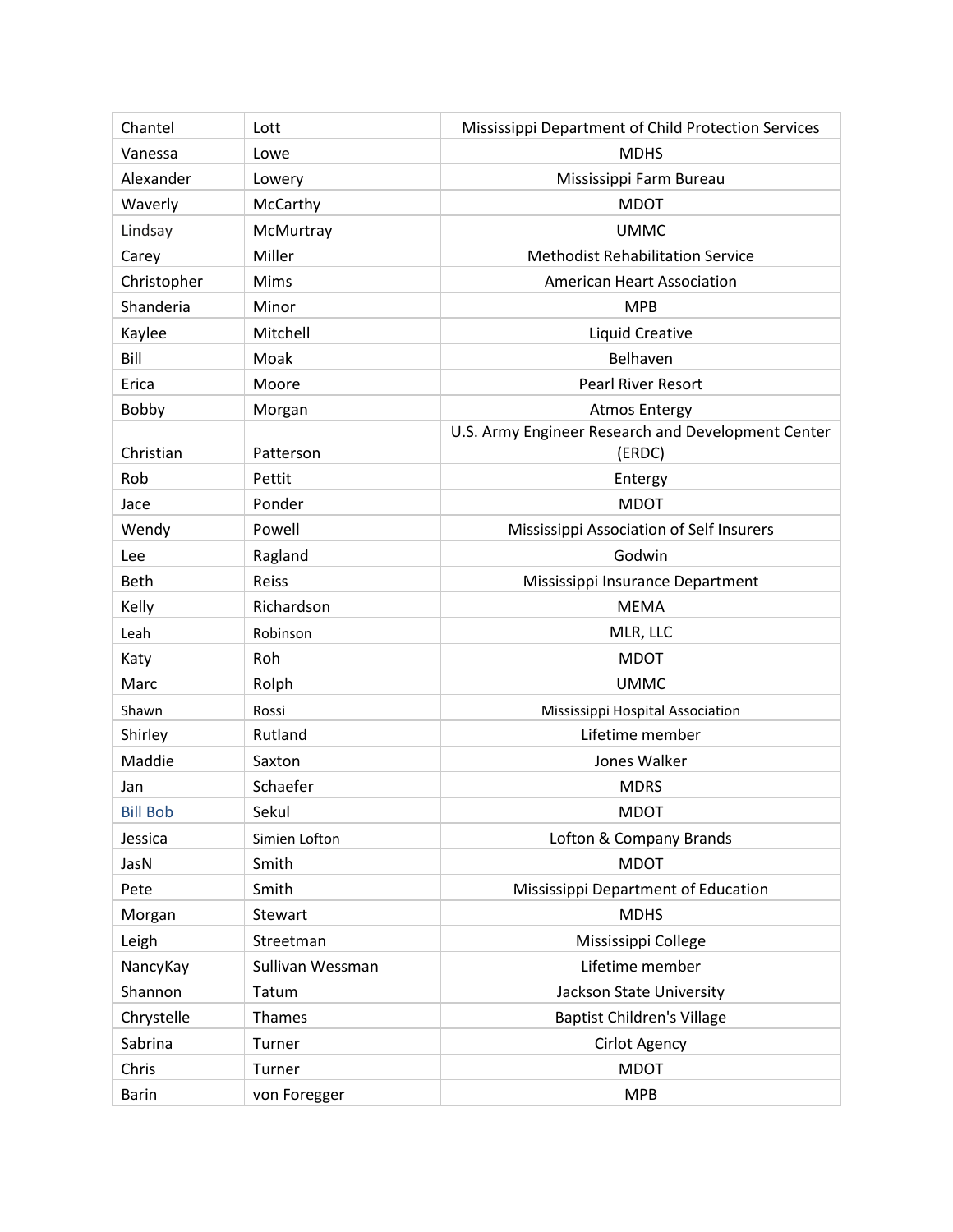| Chantel | Lott | Mississippi Department of Child Protection Services |
|---|---|---|
| Vanessa | Lowe | MDHS |
| Alexander | Lowery | Mississippi Farm Bureau |
| Waverly | McCarthy | MDOT |
| Lindsay | McMurtray | UMMC |
| Carey | Miller | Methodist Rehabilitation Service |
| Christopher | Mims | American Heart Association |
| Shanderia | Minor | MPB |
| Kaylee | Mitchell | Liquid Creative |
| Bill | Moak | Belhaven |
| Erica | Moore | Pearl River Resort |
| Bobby | Morgan | Atmos Entergy |
| Christian | Patterson | U.S. Army Engineer Research and Development Center (ERDC) |
| Rob | Pettit | Entergy |
| Jace | Ponder | MDOT |
| Wendy | Powell | Mississippi Association of Self Insurers |
| Lee | Ragland | Godwin |
| Beth | Reiss | Mississippi Insurance Department |
| Kelly | Richardson | MEMA |
| Leah | Robinson | MLR, LLC |
| Katy | Roh | MDOT |
| Marc | Rolph | UMMC |
| Shawn | Rossi | Mississippi Hospital Association |
| Shirley | Rutland | Lifetime member |
| Maddie | Saxton | Jones Walker |
| Jan | Schaefer | MDRS |
| Bill Bob | Sekul | MDOT |
| Jessica | Simien Lofton | Lofton & Company Brands |
| JasN | Smith | MDOT |
| Pete | Smith | Mississippi Department of Education |
| Morgan | Stewart | MDHS |
| Leigh | Streetman | Mississippi College |
| NancyKay | Sullivan Wessman | Lifetime member |
| Shannon | Tatum | Jackson State University |
| Chrystelle | Thames | Baptist Children's Village |
| Sabrina | Turner | Cirlot Agency |
| Chris | Turner | MDOT |
| Barin | von Foregger | MPB |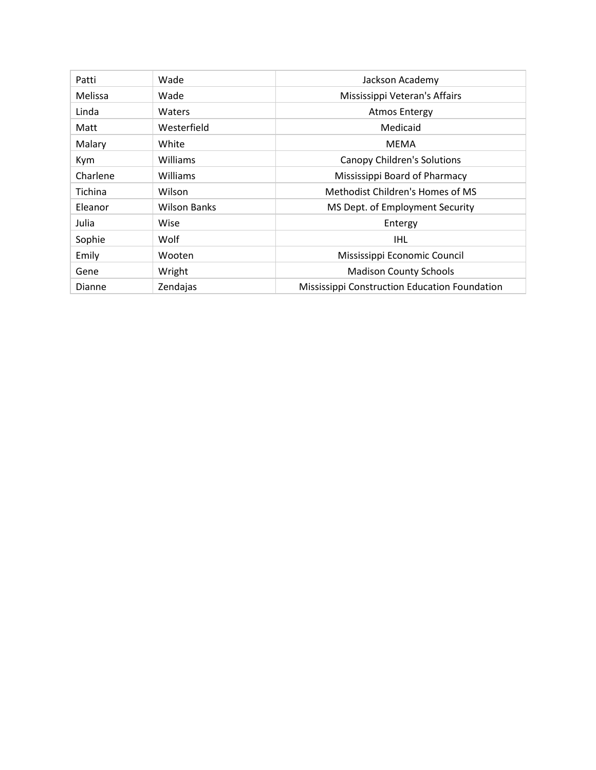| | | |
|---|---|---|
| Patti | Wade | Jackson Academy |
| Melissa | Wade | Mississippi Veteran's Affairs |
| Linda | Waters | Atmos Entergy |
| Matt | Westerfield | Medicaid |
| Malary | White | MEMA |
| Kym | Williams | Canopy Children's Solutions |
| Charlene | Williams | Mississippi Board of Pharmacy |
| Tichina | Wilson | Methodist Children's Homes of MS |
| Eleanor | Wilson Banks | MS Dept. of Employment Security |
| Julia | Wise | Entergy |
| Sophie | Wolf | IHL |
| Emily | Wooten | Mississippi Economic Council |
| Gene | Wright | Madison County Schools |
| Dianne | Zendajas | Mississippi Construction Education Foundation |